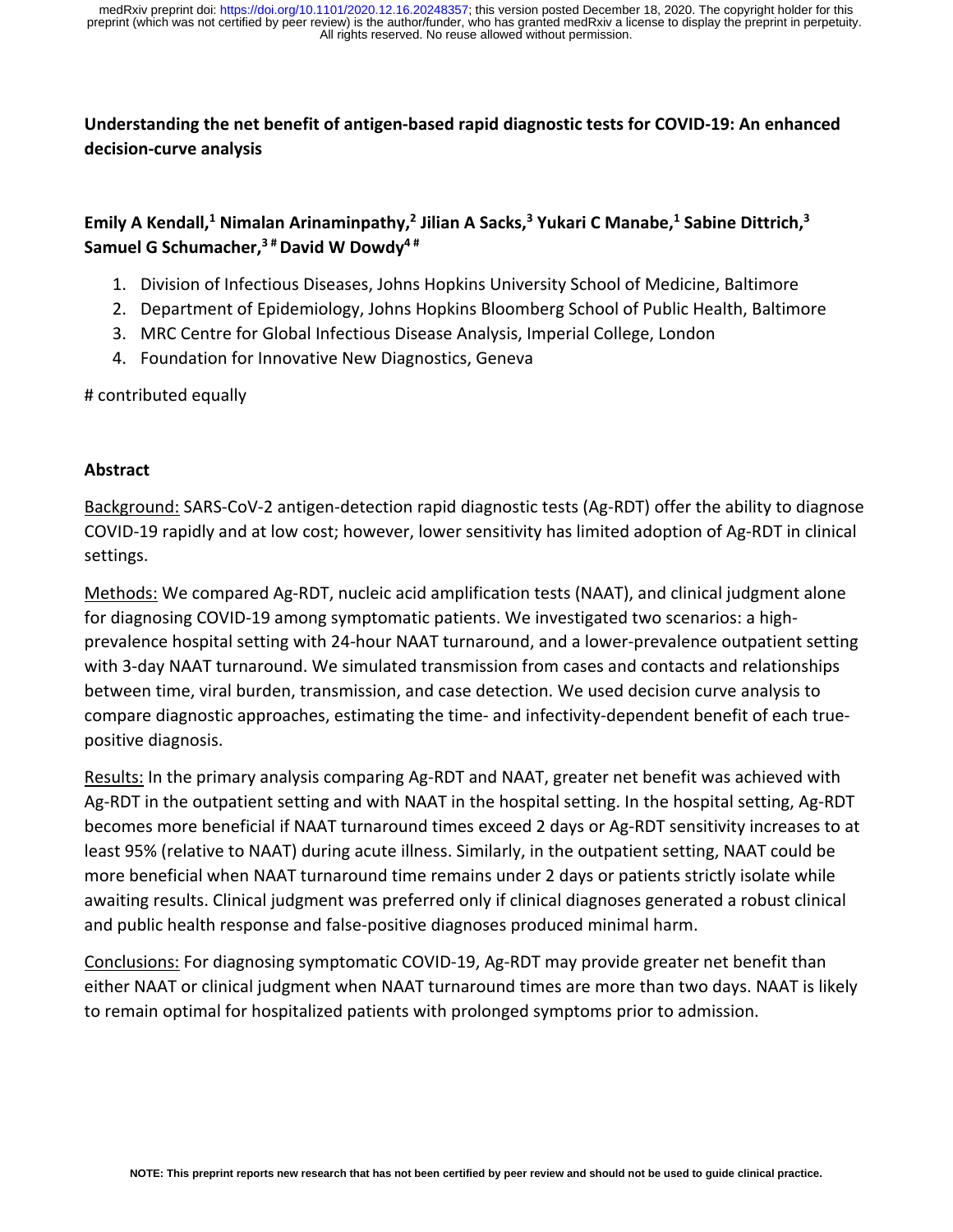# Understanding the net benefit of antigen-based rapid diagnostic tests for COVID-19: An enhanced decision-curve analysis

**Emily A Kendall,[1] Nimalan Arinaminpathy,[2] Jilian A Sacks,[3] Yukari C Manabe,[1] Sabine Dittrich,[3] Samuel G Schumacher,[3 #] David W Dowdy[4 #]**

1. Division of Infectious Diseases, Johns Hopkins University School of Medicine, Baltimore
2. Department of Epidemiology, Johns Hopkins Bloomberg School of Public Health, Baltimore
3. MRC Centre for Global Infectious Disease Analysis, Imperial College, London
4. Foundation for Innovative New Diagnostics, Geneva

# contributed equally

## Abstract

Background: SARS-CoV-2 antigen-detection rapid diagnostic tests (Ag-RDT) offer the ability to diagnose COVID-19 rapidly and at low cost; however, lower sensitivity has limited adoption of Ag-RDT in clinical settings.

Methods: We compared Ag-RDT, nucleic acid amplification tests (NAAT), and clinical judgment alone for diagnosing COVID-19 among symptomatic patients. We investigated two scenarios: a high-prevalence hospital setting with 24-hour NAAT turnaround, and a lower-prevalence outpatient setting with 3-day NAAT turnaround. We simulated transmission from cases and contacts and relationships between time, viral burden, transmission, and case detection. We used decision curve analysis to compare diagnostic approaches, estimating the time- and infectivity-dependent benefit of each true-positive diagnosis.

Results: In the primary analysis comparing Ag-RDT and NAAT, greater net benefit was achieved with Ag-RDT in the outpatient setting and with NAAT in the hospital setting. In the hospital setting, Ag-RDT becomes more beneficial if NAAT turnaround times exceed 2 days or Ag-RDT sensitivity increases to at least 95% (relative to NAAT) during acute illness. Similarly, in the outpatient setting, NAAT could be more beneficial when NAAT turnaround time remains under 2 days or patients strictly isolate while awaiting results. Clinical judgment was preferred only if clinical diagnoses generated a robust clinical and public health response and false-positive diagnoses produced minimal harm.

Conclusions: For diagnosing symptomatic COVID-19, Ag-RDT may provide greater net benefit than either NAAT or clinical judgment when NAAT turnaround times are more than two days. NAAT is likely to remain optimal for hospitalized patients with prolonged symptoms prior to admission.

NOTE: This preprint reports new research that has not been certified by peer review and should not be used to guide clinical practice.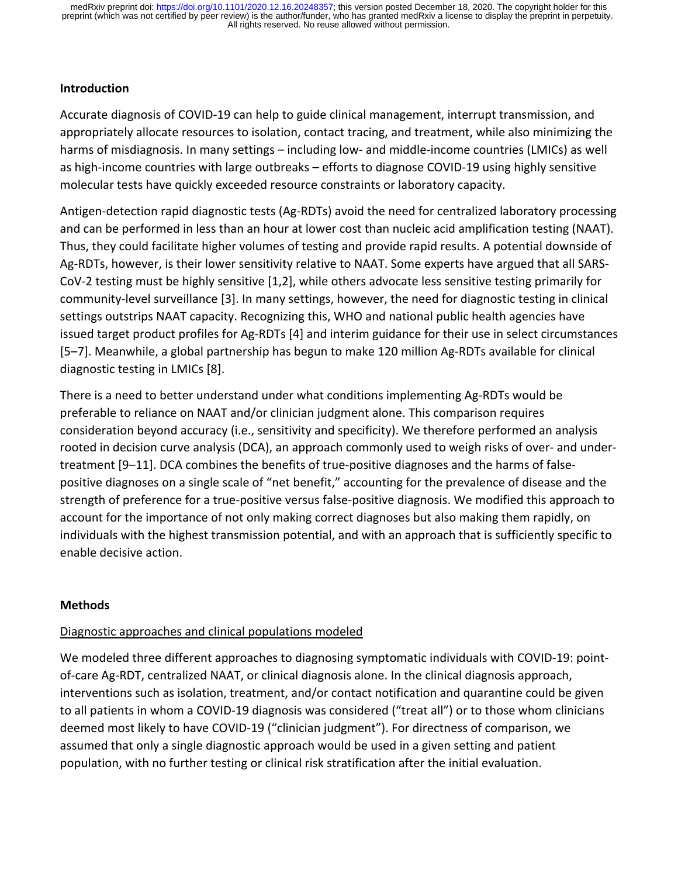## Introduction

Accurate diagnosis of COVID-19 can help to guide clinical management, interrupt transmission, and appropriately allocate resources to isolation, contact tracing, and treatment, while also minimizing the harms of misdiagnosis. In many settings – including low- and middle-income countries (LMICs) as well as high-income countries with large outbreaks – efforts to diagnose COVID-19 using highly sensitive molecular tests have quickly exceeded resource constraints or laboratory capacity.

Antigen-detection rapid diagnostic tests (Ag-RDTs) avoid the need for centralized laboratory processing and can be performed in less than an hour at lower cost than nucleic acid amplification testing (NAAT). Thus, they could facilitate higher volumes of testing and provide rapid results. A potential downside of Ag-RDTs, however, is their lower sensitivity relative to NAAT. Some experts have argued that all SARS-CoV-2 testing must be highly sensitive [1,2], while others advocate less sensitive testing primarily for community-level surveillance [3]. In many settings, however, the need for diagnostic testing in clinical settings outstrips NAAT capacity. Recognizing this, WHO and national public health agencies have issued target product profiles for Ag-RDTs [4] and interim guidance for their use in select circumstances [5–7]. Meanwhile, a global partnership has begun to make 120 million Ag-RDTs available for clinical diagnostic testing in LMICs [8].

There is a need to better understand under what conditions implementing Ag-RDTs would be preferable to reliance on NAAT and/or clinician judgment alone. This comparison requires consideration beyond accuracy (i.e., sensitivity and specificity). We therefore performed an analysis rooted in decision curve analysis (DCA), an approach commonly used to weigh risks of over- and under-treatment [9–11]. DCA combines the benefits of true-positive diagnoses and the harms of false-positive diagnoses on a single scale of "net benefit," accounting for the prevalence of disease and the strength of preference for a true-positive versus false-positive diagnosis. We modified this approach to account for the importance of not only making correct diagnoses but also making them rapidly, on individuals with the highest transmission potential, and with an approach that is sufficiently specific to enable decisive action.

## Methods

### Diagnostic approaches and clinical populations modeled

We modeled three different approaches to diagnosing symptomatic individuals with COVID-19: point-of-care Ag-RDT, centralized NAAT, or clinical diagnosis alone. In the clinical diagnosis approach, interventions such as isolation, treatment, and/or contact notification and quarantine could be given to all patients in whom a COVID-19 diagnosis was considered ("treat all") or to those whom clinicians deemed most likely to have COVID-19 ("clinician judgment"). For directness of comparison, we assumed that only a single diagnostic approach would be used in a given setting and patient population, with no further testing or clinical risk stratification after the initial evaluation.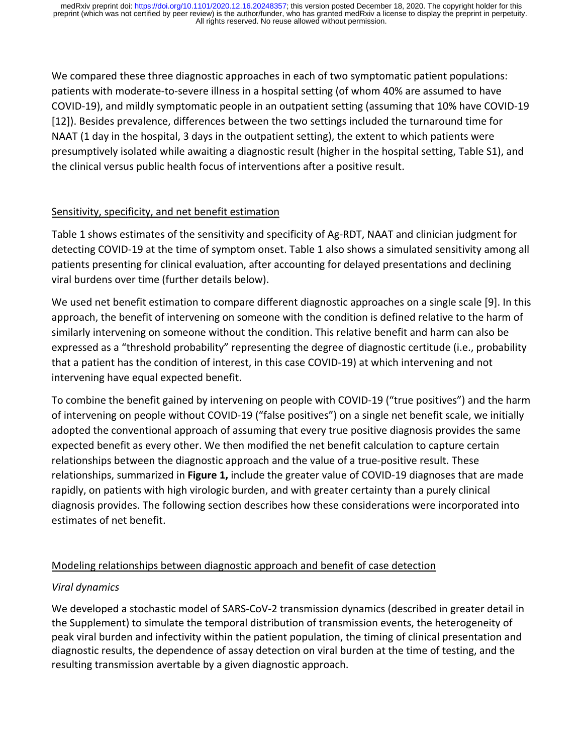We compared these three diagnostic approaches in each of two symptomatic patient populations: patients with moderate-to-severe illness in a hospital setting (of whom 40% are assumed to have COVID-19), and mildly symptomatic people in an outpatient setting (assuming that 10% have COVID-19 [12]). Besides prevalence, differences between the two settings included the turnaround time for NAAT (1 day in the hospital, 3 days in the outpatient setting), the extent to which patients were presumptively isolated while awaiting a diagnostic result (higher in the hospital setting, Table S1), and the clinical versus public health focus of interventions after a positive result.

## Sensitivity, specificity, and net benefit estimation

Table 1 shows estimates of the sensitivity and specificity of Ag-RDT, NAAT and clinician judgment for detecting COVID-19 at the time of symptom onset. Table 1 also shows a simulated sensitivity among all patients presenting for clinical evaluation, after accounting for delayed presentations and declining viral burdens over time (further details below).

We used net benefit estimation to compare different diagnostic approaches on a single scale [9]. In this approach, the benefit of intervening on someone with the condition is defined relative to the harm of similarly intervening on someone without the condition. This relative benefit and harm can also be expressed as a "threshold probability" representing the degree of diagnostic certitude (i.e., probability that a patient has the condition of interest, in this case COVID-19) at which intervening and not intervening have equal expected benefit.

To combine the benefit gained by intervening on people with COVID-19 ("true positives") and the harm of intervening on people without COVID-19 ("false positives") on a single net benefit scale, we initially adopted the conventional approach of assuming that every true positive diagnosis provides the same expected benefit as every other. We then modified the net benefit calculation to capture certain relationships between the diagnostic approach and the value of a true-positive result. These relationships, summarized in **Figure 1,** include the greater value of COVID-19 diagnoses that are made rapidly, on patients with high virologic burden, and with greater certainty than a purely clinical diagnosis provides. The following section describes how these considerations were incorporated into estimates of net benefit.

## Modeling relationships between diagnostic approach and benefit of case detection

### *Viral dynamics*

We developed a stochastic model of SARS-CoV-2 transmission dynamics (described in greater detail in the Supplement) to simulate the temporal distribution of transmission events, the heterogeneity of peak viral burden and infectivity within the patient population, the timing of clinical presentation and diagnostic results, the dependence of assay detection on viral burden at the time of testing, and the resulting transmission avertable by a given diagnostic approach.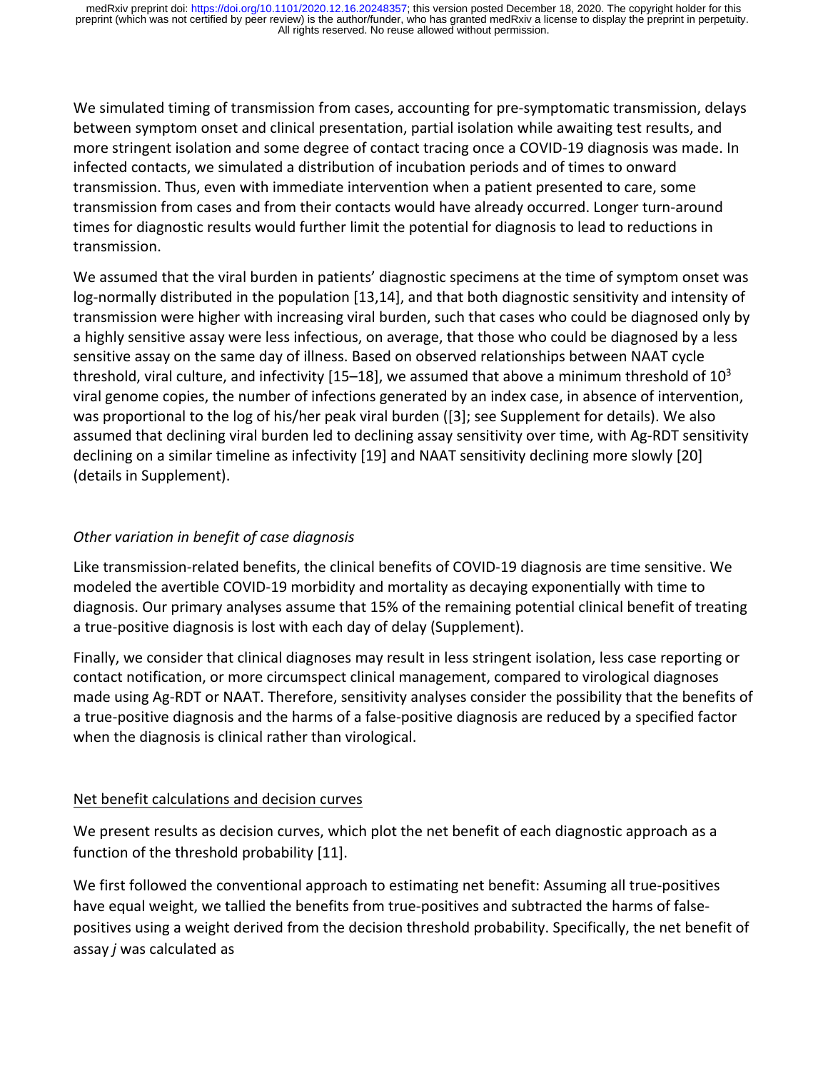We simulated timing of transmission from cases, accounting for pre-symptomatic transmission, delays between symptom onset and clinical presentation, partial isolation while awaiting test results, and more stringent isolation and some degree of contact tracing once a COVID-19 diagnosis was made. In infected contacts, we simulated a distribution of incubation periods and of times to onward transmission. Thus, even with immediate intervention when a patient presented to care, some transmission from cases and from their contacts would have already occurred. Longer turn-around times for diagnostic results would further limit the potential for diagnosis to lead to reductions in transmission.

We assumed that the viral burden in patients' diagnostic specimens at the time of symptom onset was log-normally distributed in the population [13,14], and that both diagnostic sensitivity and intensity of transmission were higher with increasing viral burden, such that cases who could be diagnosed only by a highly sensitive assay were less infectious, on average, that those who could be diagnosed by a less sensitive assay on the same day of illness. Based on observed relationships between NAAT cycle threshold, viral culture, and infectivity [15–18], we assumed that above a minimum threshold of $10^3$ viral genome copies, the number of infections generated by an index case, in absence of intervention, was proportional to the log of his/her peak viral burden ([3]; see Supplement for details). We also assumed that declining viral burden led to declining assay sensitivity over time, with Ag-RDT sensitivity declining on a similar timeline as infectivity [19] and NAAT sensitivity declining more slowly [20] (details in Supplement).

### *Other variation in benefit of case diagnosis*

Like transmission-related benefits, the clinical benefits of COVID-19 diagnosis are time sensitive. We modeled the avertible COVID-19 morbidity and mortality as decaying exponentially with time to diagnosis. Our primary analyses assume that 15% of the remaining potential clinical benefit of treating a true-positive diagnosis is lost with each day of delay (Supplement).

Finally, we consider that clinical diagnoses may result in less stringent isolation, less case reporting or contact notification, or more circumspect clinical management, compared to virological diagnoses made using Ag-RDT or NAAT. Therefore, sensitivity analyses consider the possibility that the benefits of a true-positive diagnosis and the harms of a false-positive diagnosis are reduced by a specified factor when the diagnosis is clinical rather than virological.

## Net benefit calculations and decision curves

We present results as decision curves, which plot the net benefit of each diagnostic approach as a function of the threshold probability [11].

We first followed the conventional approach to estimating net benefit: Assuming all true-positives have equal weight, we tallied the benefits from true-positives and subtracted the harms of false-positives using a weight derived from the decision threshold probability. Specifically, the net benefit of assay *j* was calculated as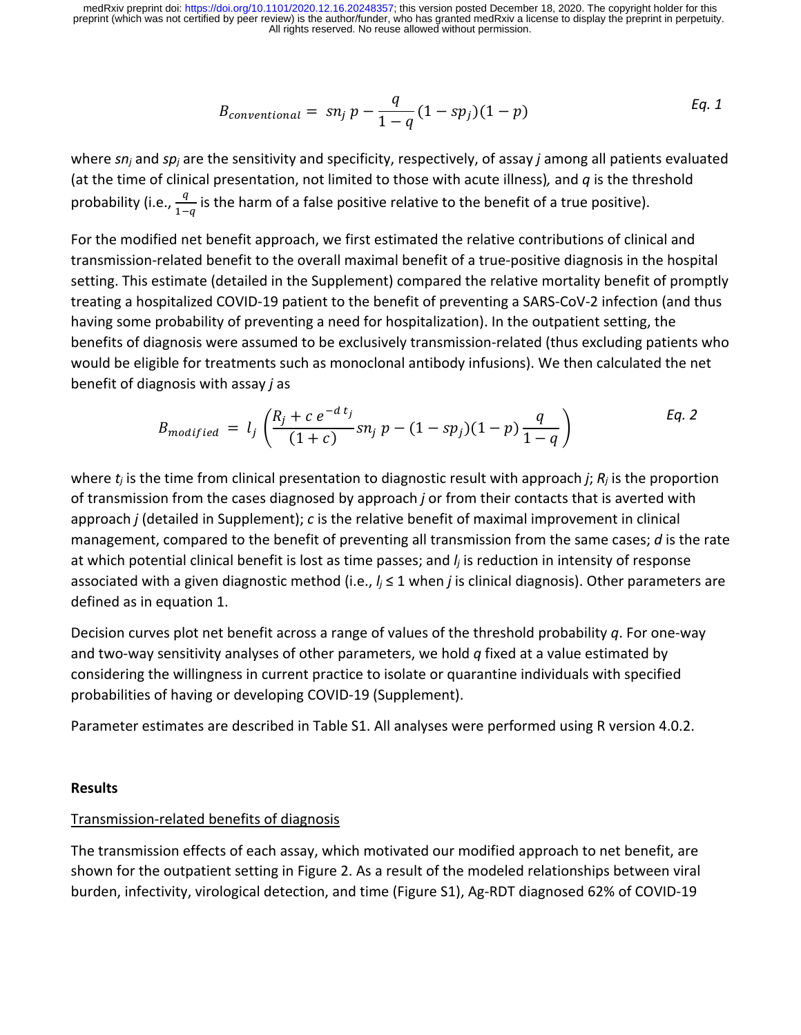$$B_{conventional} = sn_j\, p - \frac{q}{1-q}(1 - sp_j)(1 - p) \qquad \textit{Eq. 1}$$

where $sn_j$ and $sp_j$ are the sensitivity and specificity, respectively, of assay *j* among all patients evaluated (at the time of clinical presentation, not limited to those with acute illness), and *q* is the threshold probability (i.e., $\frac{q}{1-q}$ is the harm of a false positive relative to the benefit of a true positive).

For the modified net benefit approach, we first estimated the relative contributions of clinical and transmission-related benefit to the overall maximal benefit of a true-positive diagnosis in the hospital setting. This estimate (detailed in the Supplement) compared the relative mortality benefit of promptly treating a hospitalized COVID-19 patient to the benefit of preventing a SARS-CoV-2 infection (and thus having some probability of preventing a need for hospitalization). In the outpatient setting, the benefits of diagnosis were assumed to be exclusively transmission-related (thus excluding patients who would be eligible for treatments such as monoclonal antibody infusions). We then calculated the net benefit of diagnosis with assay *j* as

$$B_{modified} = l_j \left( \frac{R_j + c\, e^{-d\, t_j}}{(1 + c)} sn_j\, p - (1 - sp_j)(1 - p)\frac{q}{1-q} \right) \qquad \textit{Eq. 2}$$

where $t_j$ is the time from clinical presentation to diagnostic result with approach *j*; $R_j$ is the proportion of transmission from the cases diagnosed by approach *j* or from their contacts that is averted with approach *j* (detailed in Supplement); *c* is the relative benefit of maximal improvement in clinical management, compared to the benefit of preventing all transmission from the same cases; *d* is the rate at which potential clinical benefit is lost as time passes; and $l_j$ is reduction in intensity of response associated with a given diagnostic method (i.e., $l_j \leq 1$ when *j* is clinical diagnosis). Other parameters are defined as in equation 1.

Decision curves plot net benefit across a range of values of the threshold probability *q*. For one-way and two-way sensitivity analyses of other parameters, we hold *q* fixed at a value estimated by considering the willingness in current practice to isolate or quarantine individuals with specified probabilities of having or developing COVID-19 (Supplement).

Parameter estimates are described in Table S1. All analyses were performed using R version 4.0.2.

## Results

### Transmission-related benefits of diagnosis

The transmission effects of each assay, which motivated our modified approach to net benefit, are shown for the outpatient setting in Figure 2. As a result of the modeled relationships between viral burden, infectivity, virological detection, and time (Figure S1), Ag-RDT diagnosed 62% of COVID-19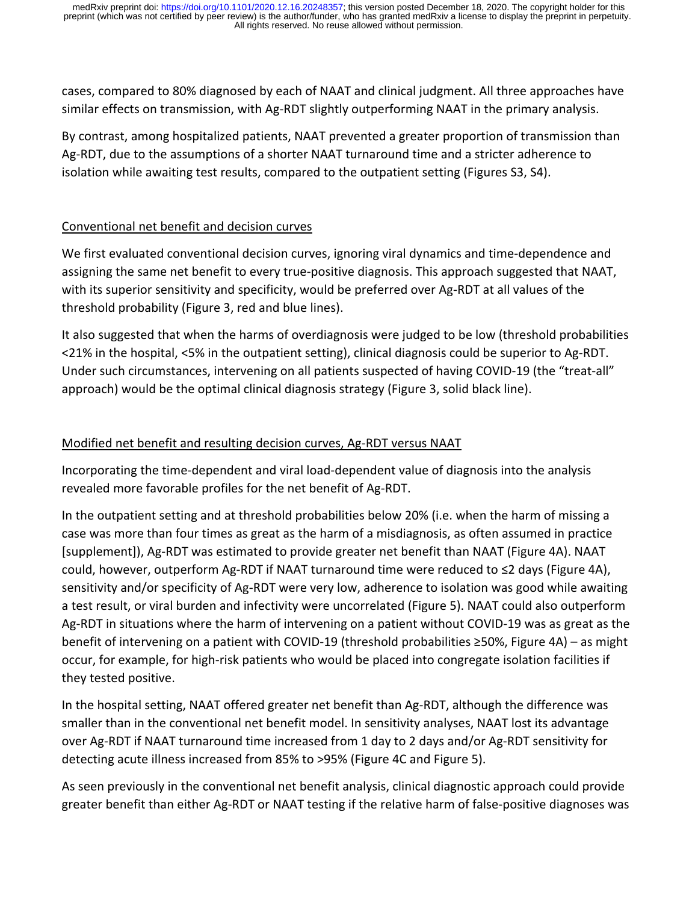cases, compared to 80% diagnosed by each of NAAT and clinical judgment. All three approaches have similar effects on transmission, with Ag-RDT slightly outperforming NAAT in the primary analysis.

By contrast, among hospitalized patients, NAAT prevented a greater proportion of transmission than Ag-RDT, due to the assumptions of a shorter NAAT turnaround time and a stricter adherence to isolation while awaiting test results, compared to the outpatient setting (Figures S3, S4).

## Conventional net benefit and decision curves

We first evaluated conventional decision curves, ignoring viral dynamics and time-dependence and assigning the same net benefit to every true-positive diagnosis. This approach suggested that NAAT, with its superior sensitivity and specificity, would be preferred over Ag-RDT at all values of the threshold probability (Figure 3, red and blue lines).

It also suggested that when the harms of overdiagnosis were judged to be low (threshold probabilities <21% in the hospital, <5% in the outpatient setting), clinical diagnosis could be superior to Ag-RDT. Under such circumstances, intervening on all patients suspected of having COVID-19 (the "treat-all" approach) would be the optimal clinical diagnosis strategy (Figure 3, solid black line).

## Modified net benefit and resulting decision curves, Ag-RDT versus NAAT

Incorporating the time-dependent and viral load-dependent value of diagnosis into the analysis revealed more favorable profiles for the net benefit of Ag-RDT.

In the outpatient setting and at threshold probabilities below 20% (i.e. when the harm of missing a case was more than four times as great as the harm of a misdiagnosis, as often assumed in practice [supplement]), Ag-RDT was estimated to provide greater net benefit than NAAT (Figure 4A). NAAT could, however, outperform Ag-RDT if NAAT turnaround time were reduced to ≤2 days (Figure 4A), sensitivity and/or specificity of Ag-RDT were very low, adherence to isolation was good while awaiting a test result, or viral burden and infectivity were uncorrelated (Figure 5). NAAT could also outperform Ag-RDT in situations where the harm of intervening on a patient without COVID-19 was as great as the benefit of intervening on a patient with COVID-19 (threshold probabilities ≥50%, Figure 4A) – as might occur, for example, for high-risk patients who would be placed into congregate isolation facilities if they tested positive.

In the hospital setting, NAAT offered greater net benefit than Ag-RDT, although the difference was smaller than in the conventional net benefit model. In sensitivity analyses, NAAT lost its advantage over Ag-RDT if NAAT turnaround time increased from 1 day to 2 days and/or Ag-RDT sensitivity for detecting acute illness increased from 85% to >95% (Figure 4C and Figure 5).

As seen previously in the conventional net benefit analysis, clinical diagnostic approach could provide greater benefit than either Ag-RDT or NAAT testing if the relative harm of false-positive diagnoses was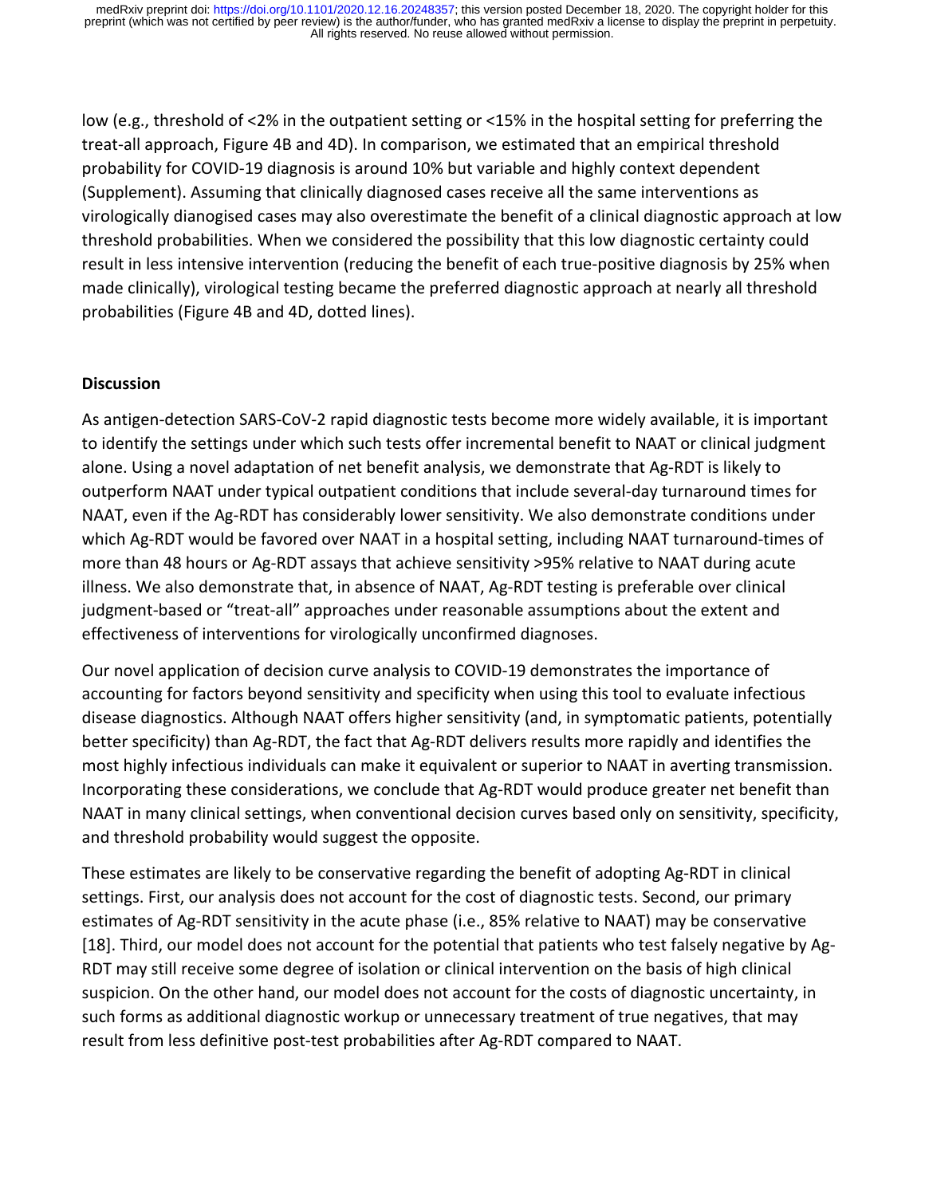low (e.g., threshold of <2% in the outpatient setting or <15% in the hospital setting for preferring the treat-all approach, Figure 4B and 4D). In comparison, we estimated that an empirical threshold probability for COVID-19 diagnosis is around 10% but variable and highly context dependent (Supplement). Assuming that clinically diagnosed cases receive all the same interventions as virologically dianogised cases may also overestimate the benefit of a clinical diagnostic approach at low threshold probabilities. When we considered the possibility that this low diagnostic certainty could result in less intensive intervention (reducing the benefit of each true-positive diagnosis by 25% when made clinically), virological testing became the preferred diagnostic approach at nearly all threshold probabilities (Figure 4B and 4D, dotted lines).

## Discussion

As antigen-detection SARS-CoV-2 rapid diagnostic tests become more widely available, it is important to identify the settings under which such tests offer incremental benefit to NAAT or clinical judgment alone. Using a novel adaptation of net benefit analysis, we demonstrate that Ag-RDT is likely to outperform NAAT under typical outpatient conditions that include several-day turnaround times for NAAT, even if the Ag-RDT has considerably lower sensitivity. We also demonstrate conditions under which Ag-RDT would be favored over NAAT in a hospital setting, including NAAT turnaround-times of more than 48 hours or Ag-RDT assays that achieve sensitivity >95% relative to NAAT during acute illness. We also demonstrate that, in absence of NAAT, Ag-RDT testing is preferable over clinical judgment-based or "treat-all" approaches under reasonable assumptions about the extent and effectiveness of interventions for virologically unconfirmed diagnoses.

Our novel application of decision curve analysis to COVID-19 demonstrates the importance of accounting for factors beyond sensitivity and specificity when using this tool to evaluate infectious disease diagnostics. Although NAAT offers higher sensitivity (and, in symptomatic patients, potentially better specificity) than Ag-RDT, the fact that Ag-RDT delivers results more rapidly and identifies the most highly infectious individuals can make it equivalent or superior to NAAT in averting transmission. Incorporating these considerations, we conclude that Ag-RDT would produce greater net benefit than NAAT in many clinical settings, when conventional decision curves based only on sensitivity, specificity, and threshold probability would suggest the opposite.

These estimates are likely to be conservative regarding the benefit of adopting Ag-RDT in clinical settings. First, our analysis does not account for the cost of diagnostic tests. Second, our primary estimates of Ag-RDT sensitivity in the acute phase (i.e., 85% relative to NAAT) may be conservative [18]. Third, our model does not account for the potential that patients who test falsely negative by Ag-RDT may still receive some degree of isolation or clinical intervention on the basis of high clinical suspicion. On the other hand, our model does not account for the costs of diagnostic uncertainty, in such forms as additional diagnostic workup or unnecessary treatment of true negatives, that may result from less definitive post-test probabilities after Ag-RDT compared to NAAT.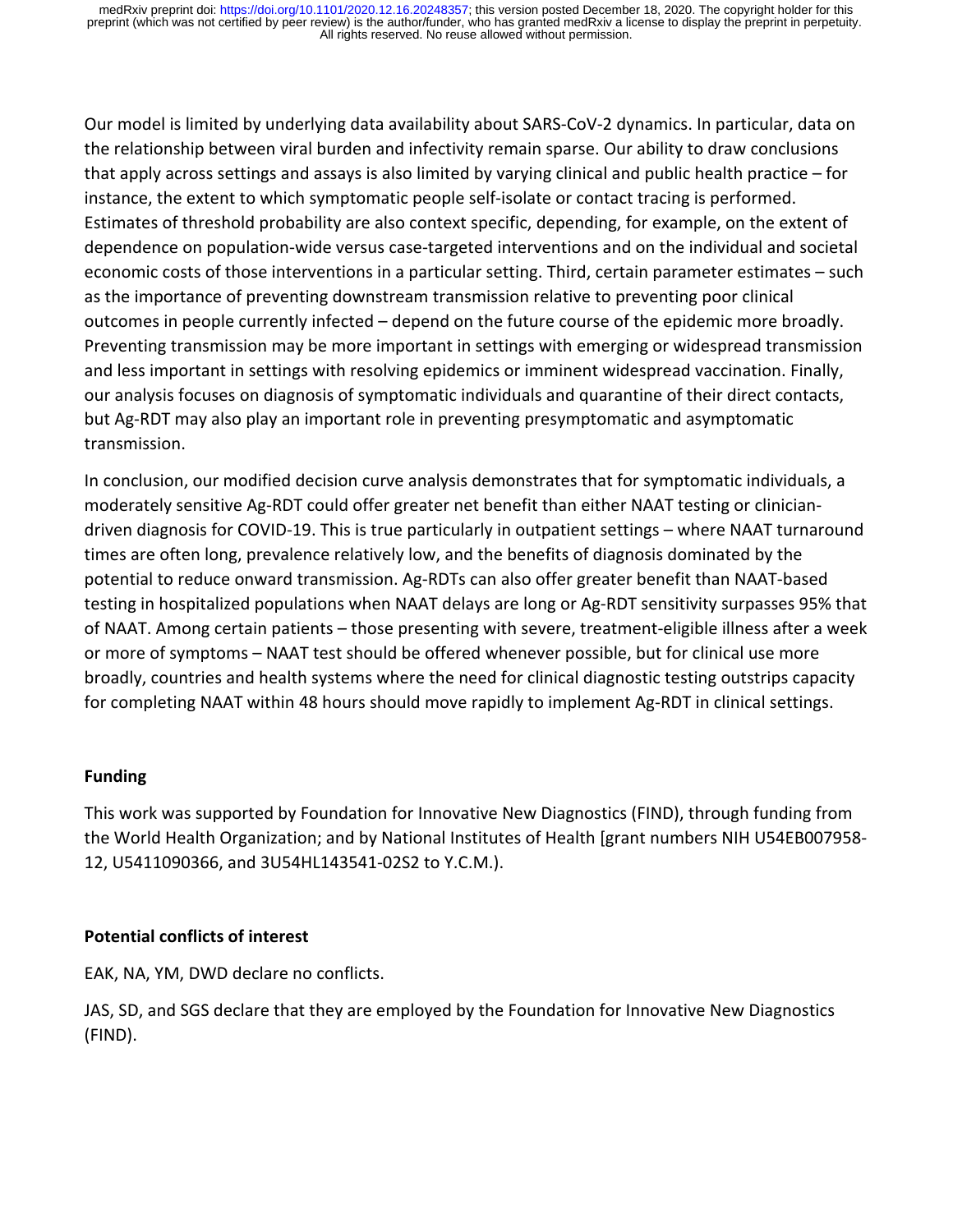Our model is limited by underlying data availability about SARS-CoV-2 dynamics. In particular, data on the relationship between viral burden and infectivity remain sparse. Our ability to draw conclusions that apply across settings and assays is also limited by varying clinical and public health practice – for instance, the extent to which symptomatic people self-isolate or contact tracing is performed. Estimates of threshold probability are also context specific, depending, for example, on the extent of dependence on population-wide versus case-targeted interventions and on the individual and societal economic costs of those interventions in a particular setting. Third, certain parameter estimates – such as the importance of preventing downstream transmission relative to preventing poor clinical outcomes in people currently infected – depend on the future course of the epidemic more broadly. Preventing transmission may be more important in settings with emerging or widespread transmission and less important in settings with resolving epidemics or imminent widespread vaccination. Finally, our analysis focuses on diagnosis of symptomatic individuals and quarantine of their direct contacts, but Ag-RDT may also play an important role in preventing presymptomatic and asymptomatic transmission.

In conclusion, our modified decision curve analysis demonstrates that for symptomatic individuals, a moderately sensitive Ag-RDT could offer greater net benefit than either NAAT testing or clinician-driven diagnosis for COVID-19. This is true particularly in outpatient settings – where NAAT turnaround times are often long, prevalence relatively low, and the benefits of diagnosis dominated by the potential to reduce onward transmission. Ag-RDTs can also offer greater benefit than NAAT-based testing in hospitalized populations when NAAT delays are long or Ag-RDT sensitivity surpasses 95% that of NAAT. Among certain patients – those presenting with severe, treatment-eligible illness after a week or more of symptoms – NAAT test should be offered whenever possible, but for clinical use more broadly, countries and health systems where the need for clinical diagnostic testing outstrips capacity for completing NAAT within 48 hours should move rapidly to implement Ag-RDT in clinical settings.

## Funding

This work was supported by Foundation for Innovative New Diagnostics (FIND), through funding from the World Health Organization; and by National Institutes of Health [grant numbers NIH U54EB007958-12, U5411090366, and 3U54HL143541-02S2 to Y.C.M.).

## Potential conflicts of interest

EAK, NA, YM, DWD declare no conflicts.

JAS, SD, and SGS declare that they are employed by the Foundation for Innovative New Diagnostics (FIND).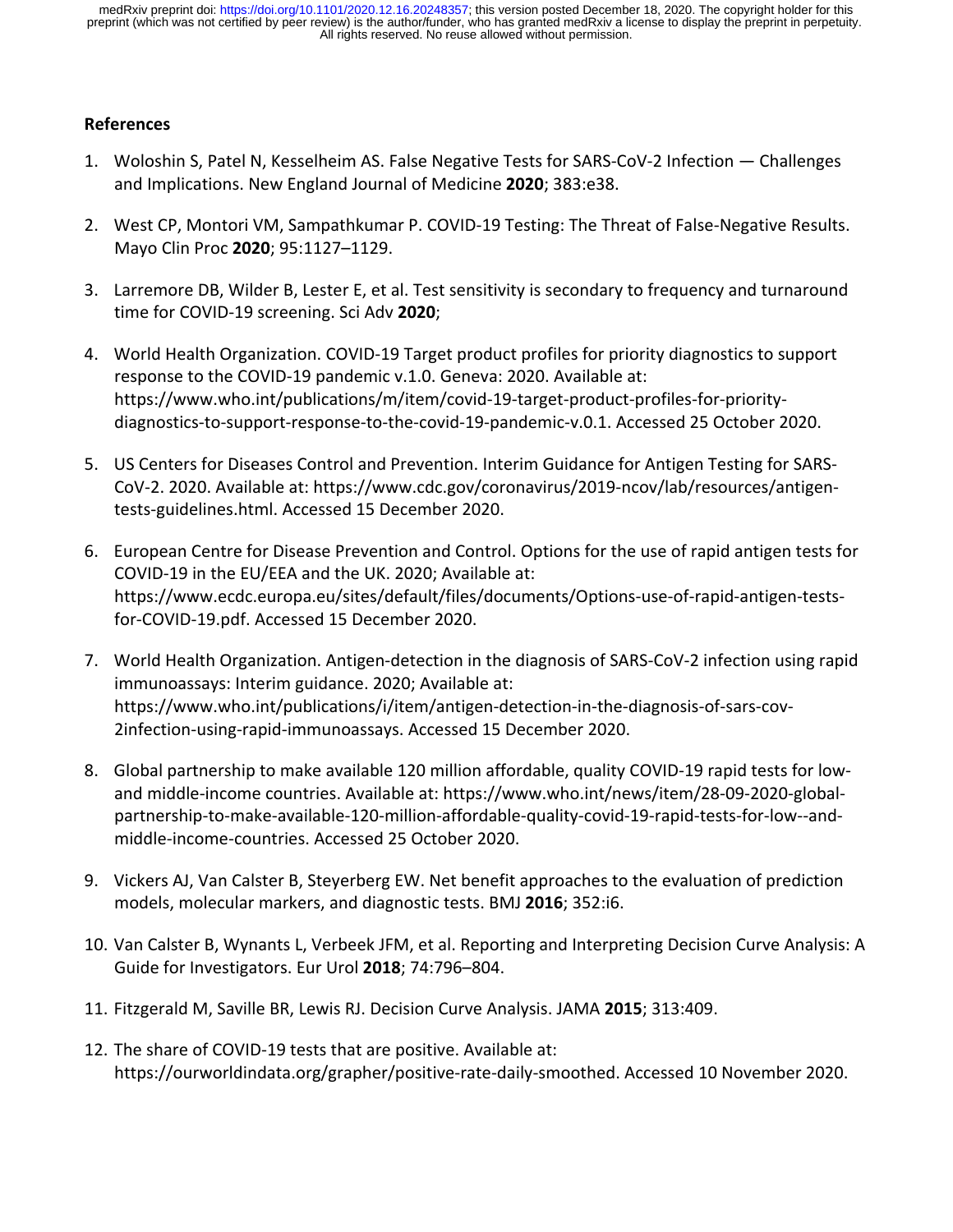## References

1. Woloshin S, Patel N, Kesselheim AS. False Negative Tests for SARS-CoV-2 Infection — Challenges and Implications. New England Journal of Medicine **2020**; 383:e38.

2. West CP, Montori VM, Sampathkumar P. COVID-19 Testing: The Threat of False-Negative Results. Mayo Clin Proc **2020**; 95:1127–1129.

3. Larremore DB, Wilder B, Lester E, et al. Test sensitivity is secondary to frequency and turnaround time for COVID-19 screening. Sci Adv **2020**;

4. World Health Organization. COVID-19 Target product profiles for priority diagnostics to support response to the COVID-19 pandemic v.1.0. Geneva: 2020. Available at: https://www.who.int/publications/m/item/covid-19-target-product-profiles-for-priority-diagnostics-to-support-response-to-the-covid-19-pandemic-v.0.1. Accessed 25 October 2020.

5. US Centers for Diseases Control and Prevention. Interim Guidance for Antigen Testing for SARS-CoV-2. 2020. Available at: https://www.cdc.gov/coronavirus/2019-ncov/lab/resources/antigen-tests-guidelines.html. Accessed 15 December 2020.

6. European Centre for Disease Prevention and Control. Options for the use of rapid antigen tests for COVID-19 in the EU/EEA and the UK. 2020; Available at: https://www.ecdc.europa.eu/sites/default/files/documents/Options-use-of-rapid-antigen-tests-for-COVID-19.pdf. Accessed 15 December 2020.

7. World Health Organization. Antigen-detection in the diagnosis of SARS-CoV-2 infection using rapid immunoassays: Interim guidance. 2020; Available at: https://www.who.int/publications/i/item/antigen-detection-in-the-diagnosis-of-sars-cov-2infection-using-rapid-immunoassays. Accessed 15 December 2020.

8. Global partnership to make available 120 million affordable, quality COVID-19 rapid tests for low- and middle-income countries. Available at: https://www.who.int/news/item/28-09-2020-global-partnership-to-make-available-120-million-affordable-quality-covid-19-rapid-tests-for-low--and-middle-income-countries. Accessed 25 October 2020.

9. Vickers AJ, Van Calster B, Steyerberg EW. Net benefit approaches to the evaluation of prediction models, molecular markers, and diagnostic tests. BMJ **2016**; 352:i6.

10. Van Calster B, Wynants L, Verbeek JFM, et al. Reporting and Interpreting Decision Curve Analysis: A Guide for Investigators. Eur Urol **2018**; 74:796–804.

11. Fitzgerald M, Saville BR, Lewis RJ. Decision Curve Analysis. JAMA **2015**; 313:409.

12. The share of COVID-19 tests that are positive. Available at: https://ourworldindata.org/grapher/positive-rate-daily-smoothed. Accessed 10 November 2020.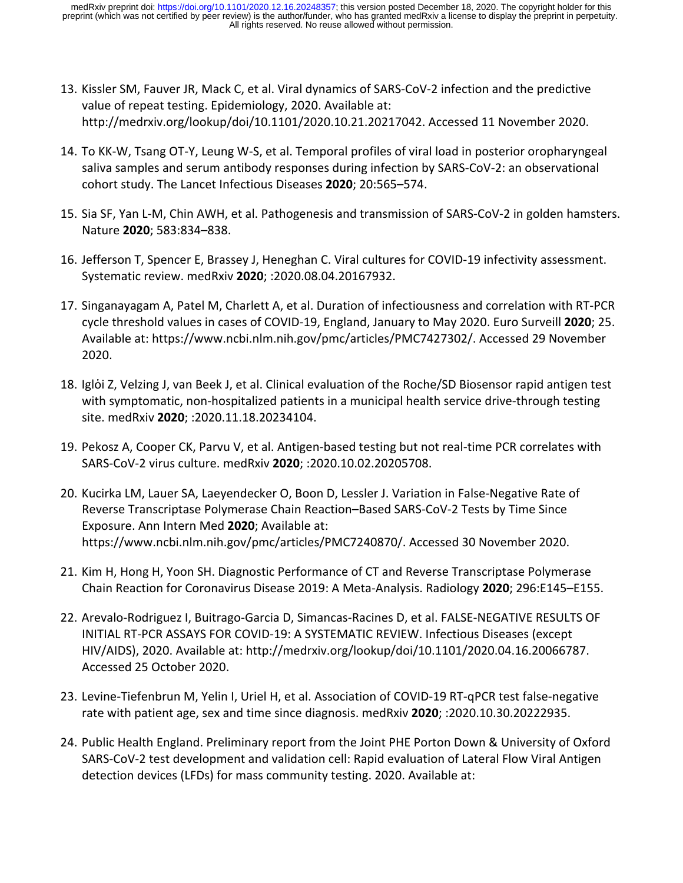13. Kissler SM, Fauver JR, Mack C, et al. Viral dynamics of SARS-CoV-2 infection and the predictive value of repeat testing. Epidemiology, 2020. Available at: http://medrxiv.org/lookup/doi/10.1101/2020.10.21.20217042. Accessed 11 November 2020.

14. To KK-W, Tsang OT-Y, Leung W-S, et al. Temporal profiles of viral load in posterior oropharyngeal saliva samples and serum antibody responses during infection by SARS-CoV-2: an observational cohort study. The Lancet Infectious Diseases **2020**; 20:565–574.

15. Sia SF, Yan L-M, Chin AWH, et al. Pathogenesis and transmission of SARS-CoV-2 in golden hamsters. Nature **2020**; 583:834–838.

16. Jefferson T, Spencer E, Brassey J, Heneghan C. Viral cultures for COVID-19 infectivity assessment. Systematic review. medRxiv **2020**; :2020.08.04.20167932.

17. Singanayagam A, Patel M, Charlett A, et al. Duration of infectiousness and correlation with RT-PCR cycle threshold values in cases of COVID-19, England, January to May 2020. Euro Surveill **2020**; 25. Available at: https://www.ncbi.nlm.nih.gov/pmc/articles/PMC7427302/. Accessed 29 November 2020.

18. Iglὁi Z, Velzing J, van Beek J, et al. Clinical evaluation of the Roche/SD Biosensor rapid antigen test with symptomatic, non-hospitalized patients in a municipal health service drive-through testing site. medRxiv **2020**; :2020.11.18.20234104.

19. Pekosz A, Cooper CK, Parvu V, et al. Antigen-based testing but not real-time PCR correlates with SARS-CoV-2 virus culture. medRxiv **2020**; :2020.10.02.20205708.

20. Kucirka LM, Lauer SA, Laeyendecker O, Boon D, Lessler J. Variation in False-Negative Rate of Reverse Transcriptase Polymerase Chain Reaction–Based SARS-CoV-2 Tests by Time Since Exposure. Ann Intern Med **2020**; Available at: https://www.ncbi.nlm.nih.gov/pmc/articles/PMC7240870/. Accessed 30 November 2020.

21. Kim H, Hong H, Yoon SH. Diagnostic Performance of CT and Reverse Transcriptase Polymerase Chain Reaction for Coronavirus Disease 2019: A Meta-Analysis. Radiology **2020**; 296:E145–E155.

22. Arevalo-Rodriguez I, Buitrago-Garcia D, Simancas-Racines D, et al. FALSE-NEGATIVE RESULTS OF INITIAL RT-PCR ASSAYS FOR COVID-19: A SYSTEMATIC REVIEW. Infectious Diseases (except HIV/AIDS), 2020. Available at: http://medrxiv.org/lookup/doi/10.1101/2020.04.16.20066787. Accessed 25 October 2020.

23. Levine-Tiefenbrun M, Yelin I, Uriel H, et al. Association of COVID-19 RT-qPCR test false-negative rate with patient age, sex and time since diagnosis. medRxiv **2020**; :2020.10.30.20222935.

24. Public Health England. Preliminary report from the Joint PHE Porton Down & University of Oxford SARS-CoV-2 test development and validation cell: Rapid evaluation of Lateral Flow Viral Antigen detection devices (LFDs) for mass community testing. 2020. Available at: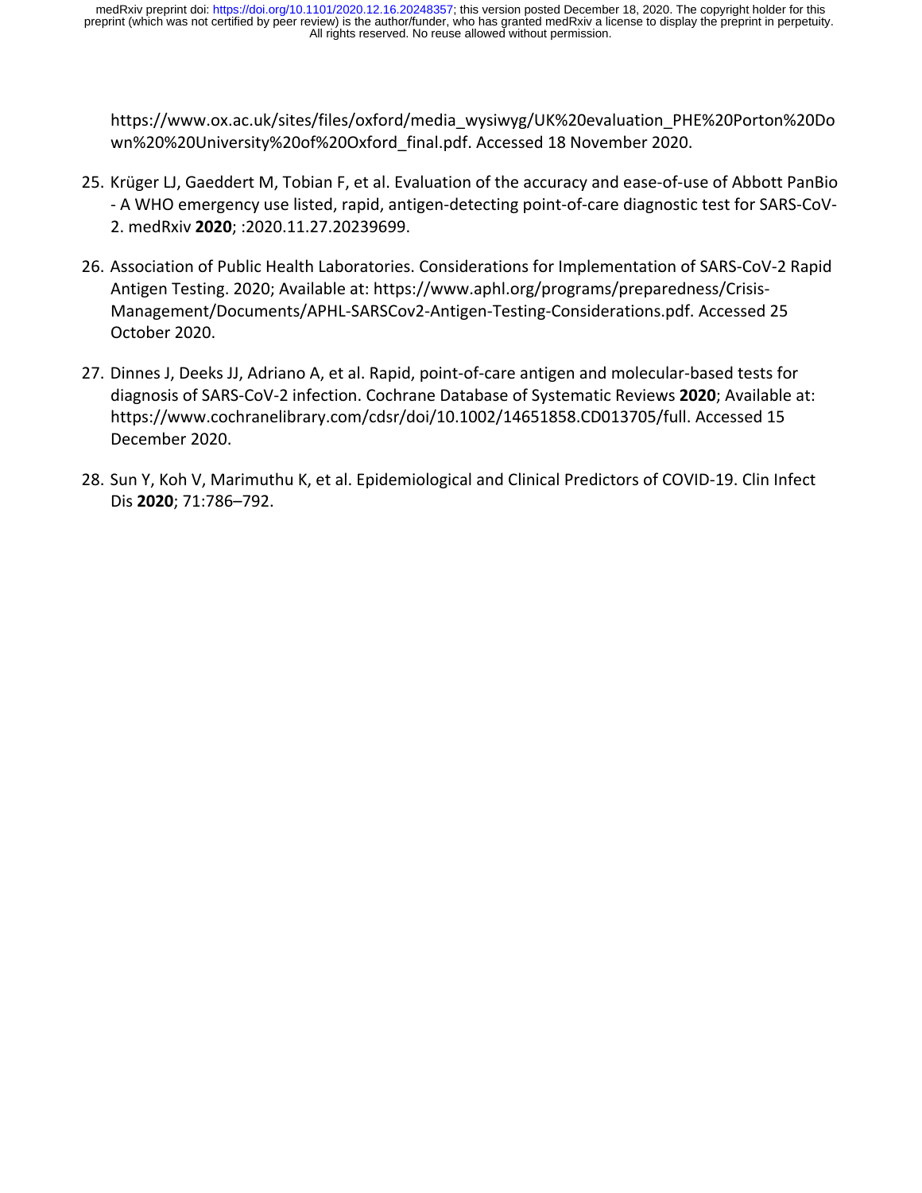https://www.ox.ac.uk/sites/files/oxford/media_wysiwyg/UK%20evaluation_PHE%20Porton%20Down%20%20University%20of%20Oxford_final.pdf. Accessed 18 November 2020.

25. Krüger LJ, Gaeddert M, Tobian F, et al. Evaluation of the accuracy and ease-of-use of Abbott PanBio - A WHO emergency use listed, rapid, antigen-detecting point-of-care diagnostic test for SARS-CoV-2. medRxiv **2020**; :2020.11.27.20239699.

26. Association of Public Health Laboratories. Considerations for Implementation of SARS-CoV-2 Rapid Antigen Testing. 2020; Available at: https://www.aphl.org/programs/preparedness/Crisis-Management/Documents/APHL-SARSCov2-Antigen-Testing-Considerations.pdf. Accessed 25 October 2020.

27. Dinnes J, Deeks JJ, Adriano A, et al. Rapid, point-of-care antigen and molecular-based tests for diagnosis of SARS-CoV-2 infection. Cochrane Database of Systematic Reviews **2020**; Available at: https://www.cochranelibrary.com/cdsr/doi/10.1002/14651858.CD013705/full. Accessed 15 December 2020.

28. Sun Y, Koh V, Marimuthu K, et al. Epidemiological and Clinical Predictors of COVID-19. Clin Infect Dis **2020**; 71:786–792.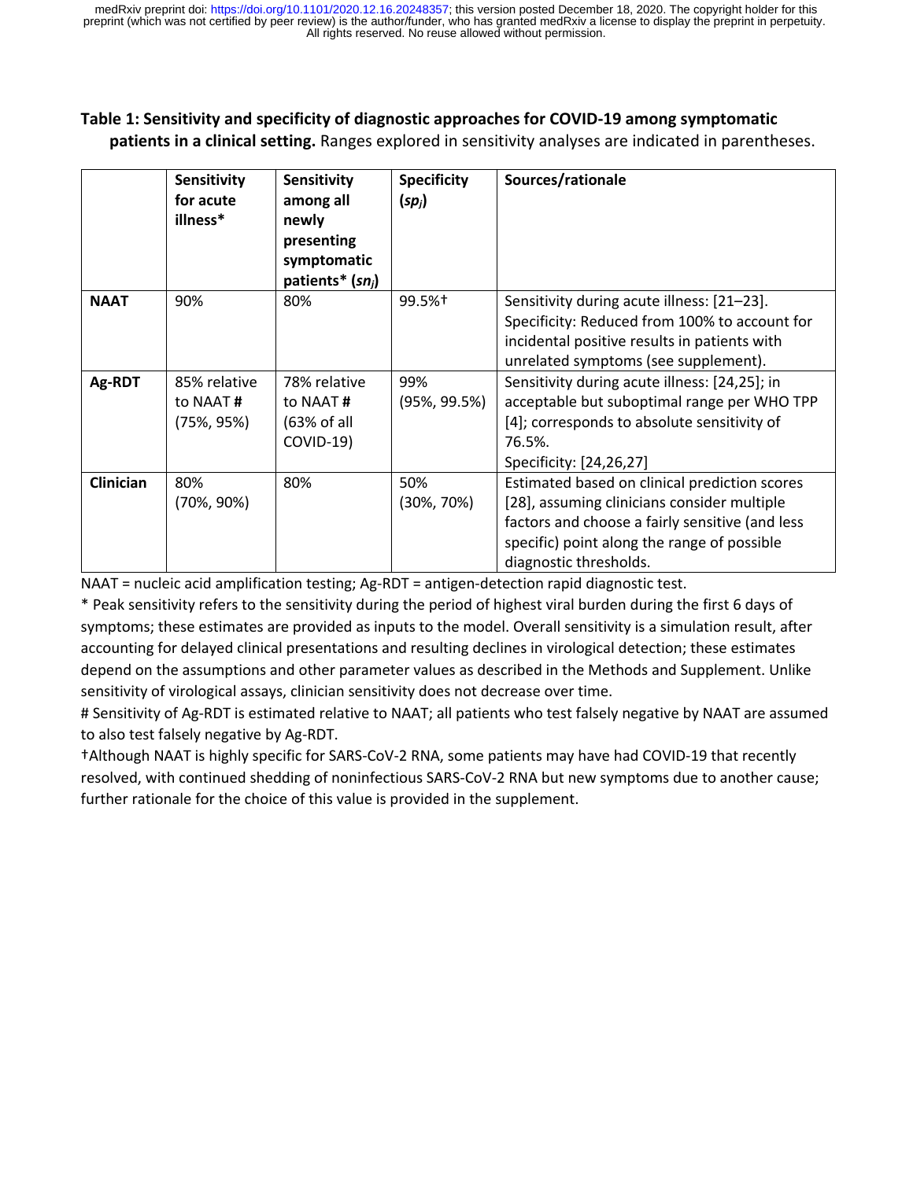**Table 1: Sensitivity and specificity of diagnostic approaches for COVID-19 among symptomatic patients in a clinical setting.** Ranges explored in sensitivity analyses are indicated in parentheses.

| | **Sensitivity for acute illness*** | **Sensitivity among all newly presenting symptomatic patients* ($sn_j$)** | **Specificity ($sp_j$)** | **Sources/rationale** |
|---|---|---|---|---|
| **NAAT** | 90% | 80% | 99.5%† | Sensitivity during acute illness: [21–23]. Specificity: Reduced from 100% to account for incidental positive results in patients with unrelated symptoms (see supplement). |
| **Ag-RDT** | 85% relative to NAAT **#** (75%, 95%) | 78% relative to NAAT **#** (63% of all COVID-19) | 99% (95%, 99.5%) | Sensitivity during acute illness: [24,25]; in acceptable but suboptimal range per WHO TPP [4]; corresponds to absolute sensitivity of 76.5%. Specificity: [24,26,27] |
| **Clinician** | 80% (70%, 90%) | 80% | 50% (30%, 70%) | Estimated based on clinical prediction scores [28], assuming clinicians consider multiple factors and choose a fairly sensitive (and less specific) point along the range of possible diagnostic thresholds. |

NAAT = nucleic acid amplification testing; Ag-RDT = antigen-detection rapid diagnostic test.

* Peak sensitivity refers to the sensitivity during the period of highest viral burden during the first 6 days of symptoms; these estimates are provided as inputs to the model. Overall sensitivity is a simulation result, after accounting for delayed clinical presentations and resulting declines in virological detection; these estimates depend on the assumptions and other parameter values as described in the Methods and Supplement. Unlike sensitivity of virological assays, clinician sensitivity does not decrease over time.

# Sensitivity of Ag-RDT is estimated relative to NAAT; all patients who test falsely negative by NAAT are assumed to also test falsely negative by Ag-RDT.

†Although NAAT is highly specific for SARS-CoV-2 RNA, some patients may have had COVID-19 that recently resolved, with continued shedding of noninfectious SARS-CoV-2 RNA but new symptoms due to another cause; further rationale for the choice of this value is provided in the supplement.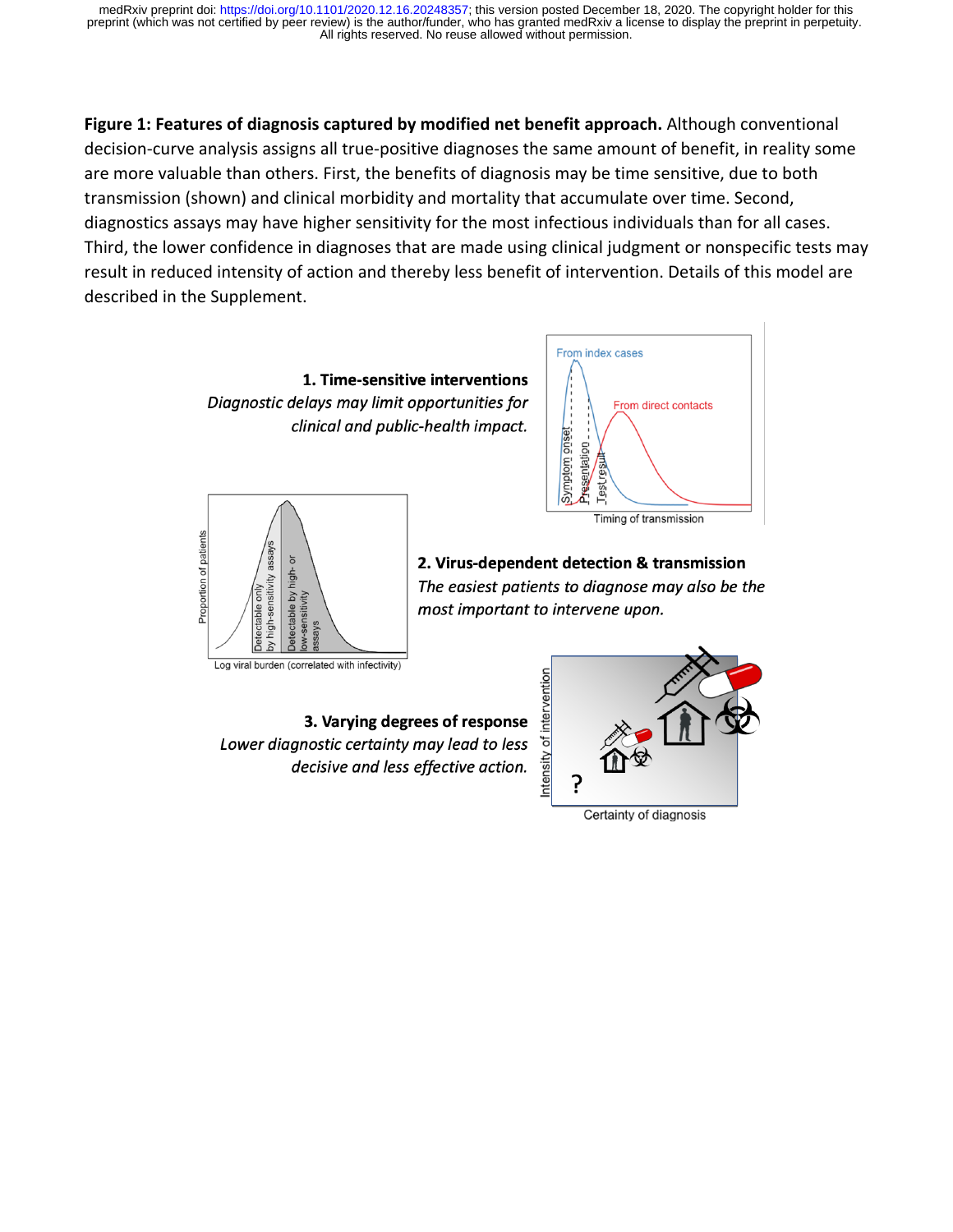**Figure 1: Features of diagnosis captured by modified net benefit approach.** Although conventional decision-curve analysis assigns all true-positive diagnoses the same amount of benefit, in reality some are more valuable than others. First, the benefits of diagnosis may be time sensitive, due to both transmission (shown) and clinical morbidity and mortality that accumulate over time. Second, diagnostics assays may have higher sensitivity for the most infectious individuals than for all cases. Third, the lower confidence in diagnoses that are made using clinical judgment or nonspecific tests may result in reduced intensity of action and thereby less benefit of intervention. Details of this model are described in the Supplement.

**1. Time-sensitive interventions**
*Diagnostic delays may limit opportunities for clinical and public-health impact.*

**2. Virus-dependent detection & transmission**
*The easiest patients to diagnose may also be the most important to intervene upon.*

**3. Varying degrees of response**
*Lower diagnostic certainty may lead to less decisive and less effective action.*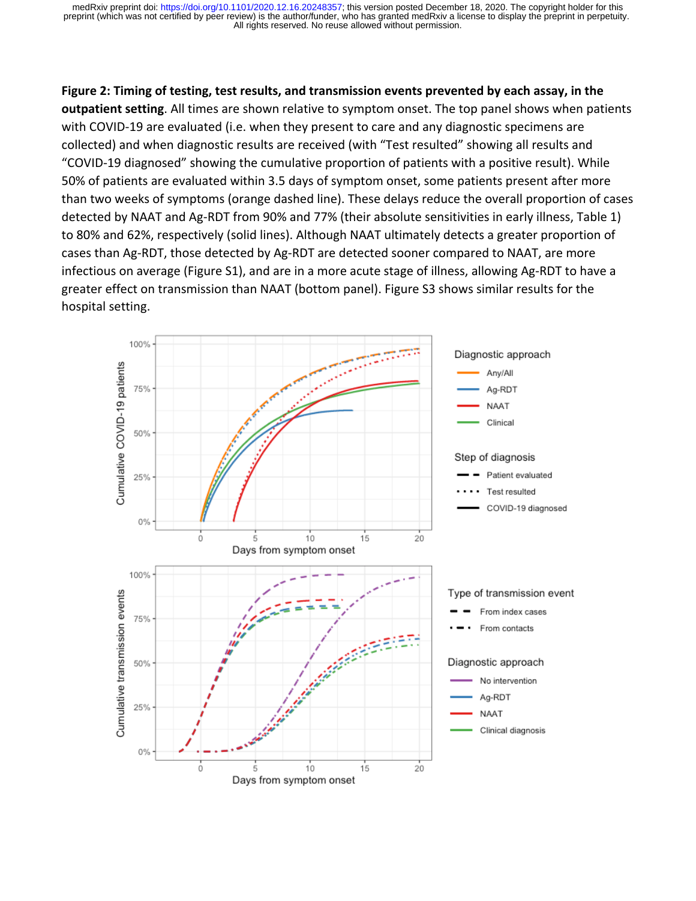**Figure 2: Timing of testing, test results, and transmission events prevented by each assay, in the outpatient setting**. All times are shown relative to symptom onset. The top panel shows when patients with COVID-19 are evaluated (i.e. when they present to care and any diagnostic specimens are collected) and when diagnostic results are received (with "Test resulted" showing all results and "COVID-19 diagnosed" showing the cumulative proportion of patients with a positive result). While 50% of patients are evaluated within 3.5 days of symptom onset, some patients present after more than two weeks of symptoms (orange dashed line). These delays reduce the overall proportion of cases detected by NAAT and Ag-RDT from 90% and 77% (their absolute sensitivities in early illness, Table 1) to 80% and 62%, respectively (solid lines). Although NAAT ultimately detects a greater proportion of cases than Ag-RDT, those detected by Ag-RDT are detected sooner compared to NAAT, are more infectious on average (Figure S1), and are in a more acute stage of illness, allowing Ag-RDT to have a greater effect on transmission than NAAT (bottom panel). Figure S3 shows similar results for the hospital setting.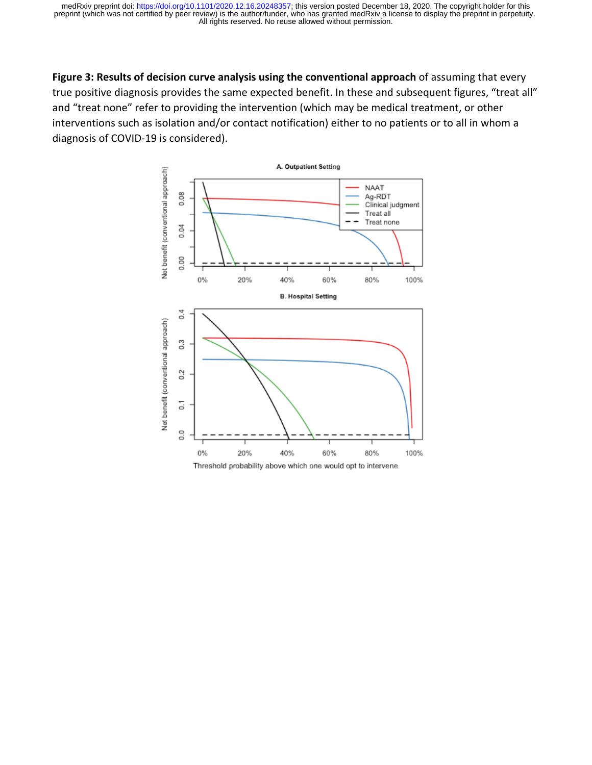**Figure 3: Results of decision curve analysis using the conventional approach** of assuming that every true positive diagnosis provides the same expected benefit. In these and subsequent figures, "treat all" and "treat none" refer to providing the intervention (which may be medical treatment, or other interventions such as isolation and/or contact notification) either to no patients or to all in whom a diagnosis of COVID-19 is considered).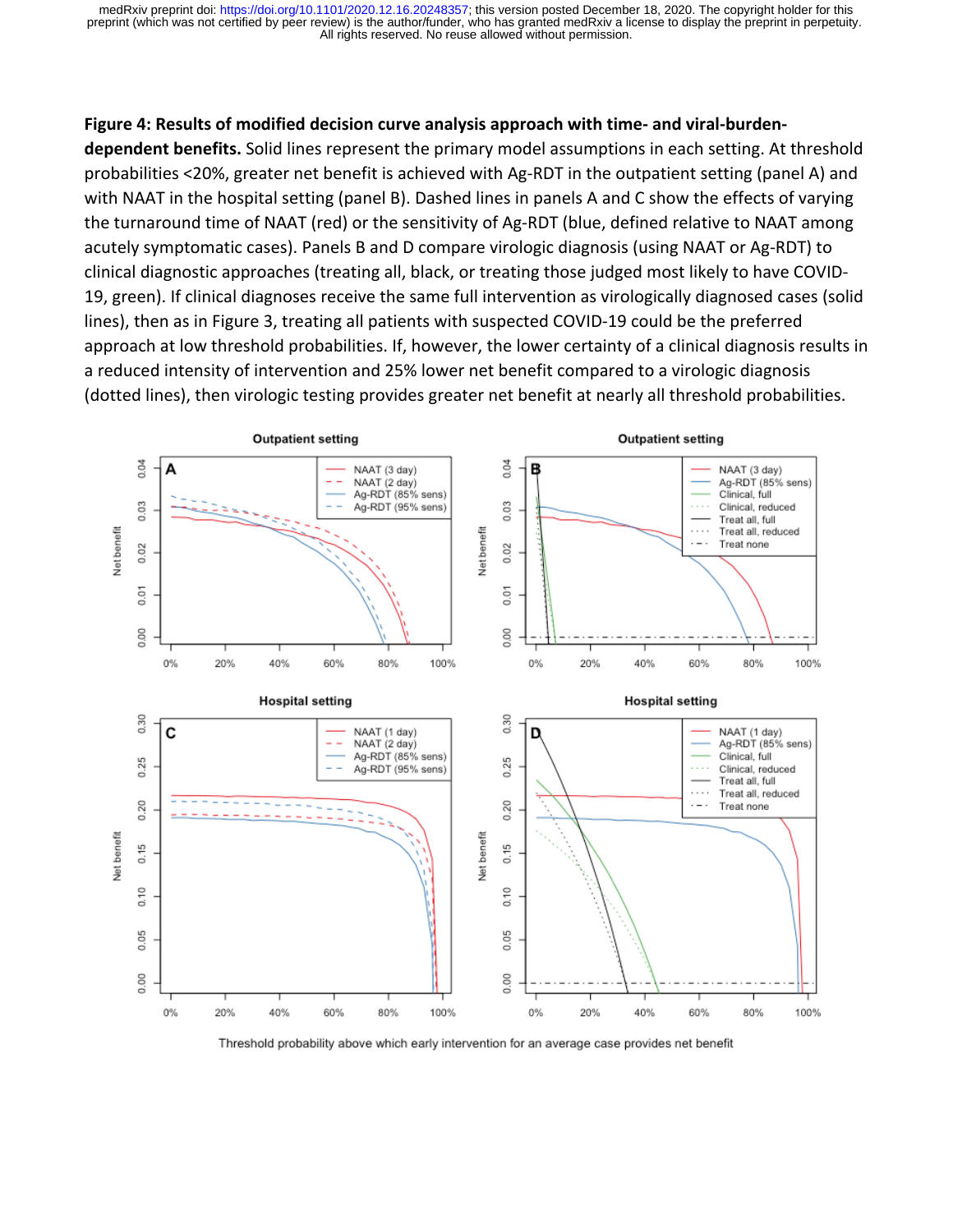**Figure 4: Results of modified decision curve analysis approach with time- and viral-burden-dependent benefits.** Solid lines represent the primary model assumptions in each setting. At threshold probabilities <20%, greater net benefit is achieved with Ag-RDT in the outpatient setting (panel A) and with NAAT in the hospital setting (panel B). Dashed lines in panels A and C show the effects of varying the turnaround time of NAAT (red) or the sensitivity of Ag-RDT (blue, defined relative to NAAT among acutely symptomatic cases). Panels B and D compare virologic diagnosis (using NAAT or Ag-RDT) to clinical diagnostic approaches (treating all, black, or treating those judged most likely to have COVID-19, green). If clinical diagnoses receive the same full intervention as virologically diagnosed cases (solid lines), then as in Figure 3, treating all patients with suspected COVID-19 could be the preferred approach at low threshold probabilities. If, however, the lower certainty of a clinical diagnosis results in a reduced intensity of intervention and 25% lower net benefit compared to a virologic diagnosis (dotted lines), then virologic testing provides greater net benefit at nearly all threshold probabilities.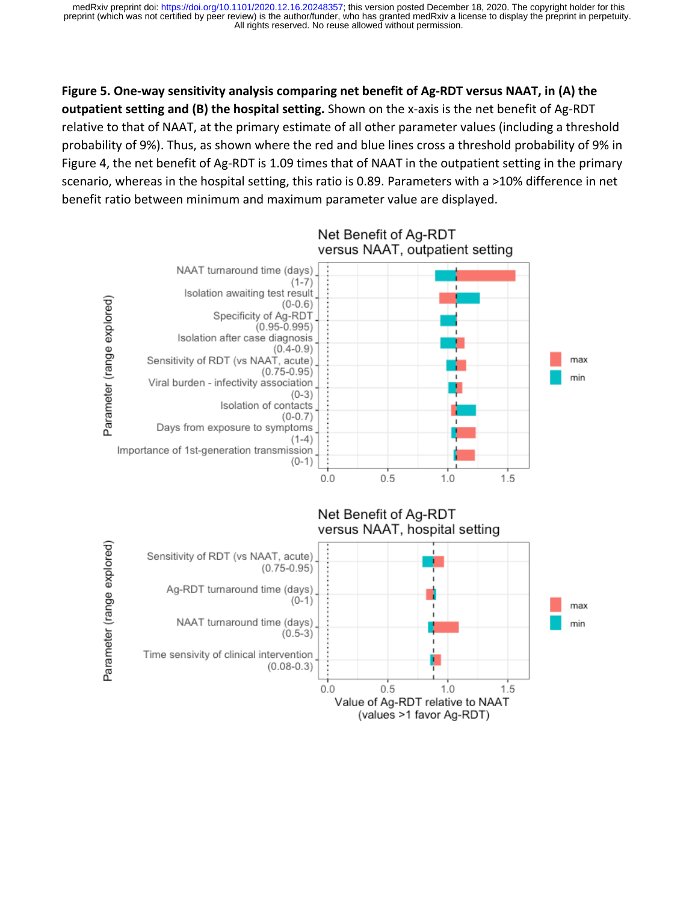**Figure 5. One-way sensitivity analysis comparing net benefit of Ag-RDT versus NAAT, in (A) the outpatient setting and (B) the hospital setting.** Shown on the x-axis is the net benefit of Ag-RDT relative to that of NAAT, at the primary estimate of all other parameter values (including a threshold probability of 9%). Thus, as shown where the red and blue lines cross a threshold probability of 9% in Figure 4, the net benefit of Ag-RDT is 1.09 times that of NAAT in the outpatient setting in the primary scenario, whereas in the hospital setting, this ratio is 0.89. Parameters with a >10% difference in net benefit ratio between minimum and maximum parameter value are displayed.

Net Benefit of Ag-RDT versus NAAT, outpatient setting

Parameter (range explored)

NAAT turnaround time (days) (1-7)
Isolation awaiting test result (0-0.6)
Specificity of Ag-RDT (0.95-0.995)
Isolation after case diagnosis (0.4-0.9)
Sensitivity of RDT (vs NAAT, acute) (0.75-0.95)
Viral burden - infectivity association (0-3)
Isolation of contacts (0-0.7)
Days from exposure to symptoms (1-4)
Importance of 1st-generation transmission (0-1)

0.0 0.5 1.0 1.5

max
min

Net Benefit of Ag-RDT versus NAAT, hospital setting

Parameter (range explored)

Sensitivity of RDT (vs NAAT, acute) (0.75-0.95)
Ag-RDT turnaround time (days) (0-1)
NAAT turnaround time (days) (0.5-3)
Time sensivity of clinical intervention (0.08-0.3)

0.0 0.5 1.0 1.5

Value of Ag-RDT relative to NAAT (values >1 favor Ag-RDT)

max
min